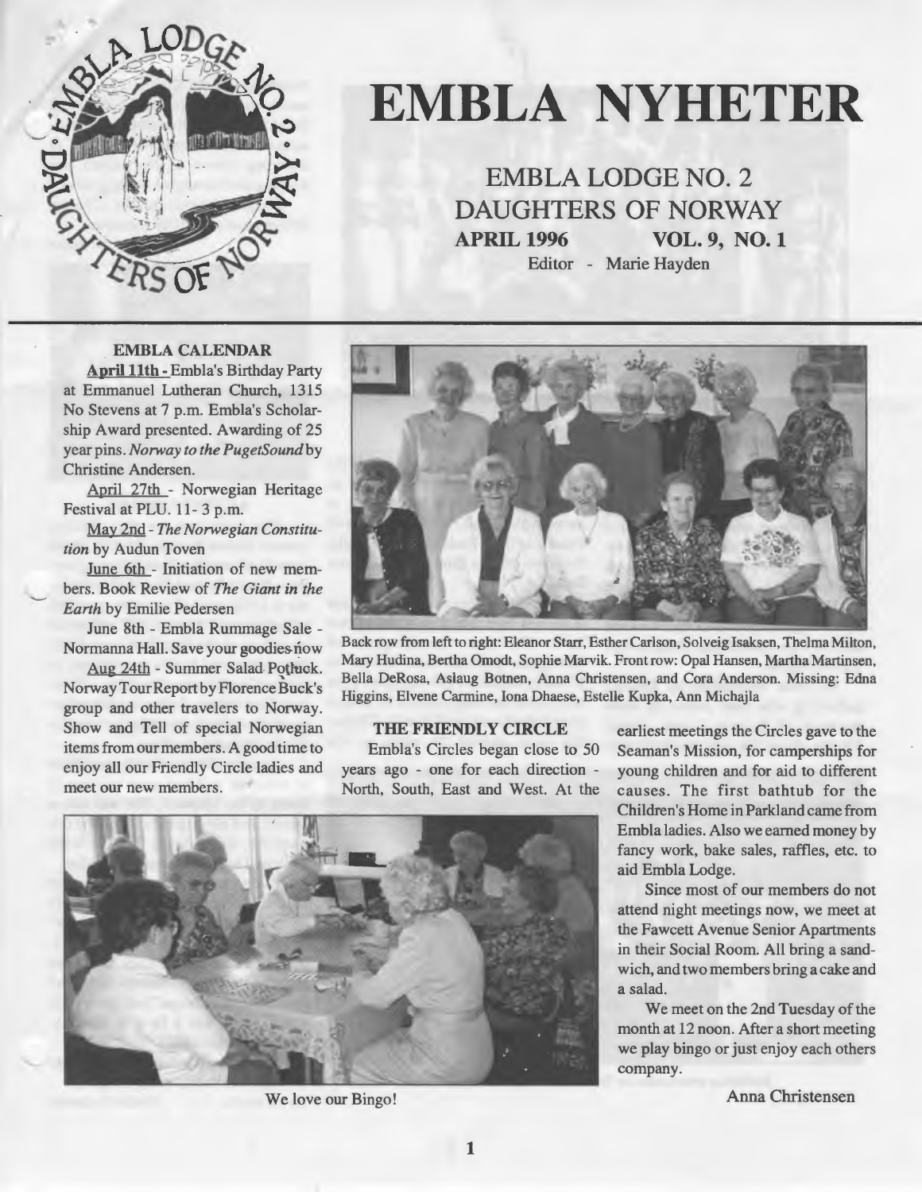# EMBLA NYHETER

## EMBLA LODGE NO. 2
## DAUGHTERS OF NORWAY

**APRIL 1996 VOL. 9, NO. 1**

Editor - Marie Hayden

### EMBLA CALENDAR

**April 11th** - Embla's Birthday Party at Emmanuel Lutheran Church, 1315 No Stevens at 7 p.m. Embla's Scholarship Award presented. Awarding of 25 year pins. *Norway to the PugetSound* by Christine Andersen.

April 27th - Norwegian Heritage Festival at PLU. 11- 3 p.m.

May 2nd - *The Norwegian Constitution* by Audun Toven

June 6th - Initiation of new members. Book Review of *The Giant in the Earth* by Emilie Pedersen

June 8th - Embla Rummage Sale - Normanna Hall. Save your goodies now

Aug 24th - Summer Salad Potluck. Norway Tour Report by Florence Buck's group and other travelers to Norway. Show and Tell of special Norwegian items from our members. A good time to enjoy all our Friendly Circle ladies and meet our new members.

Back row from left to right: Eleanor Starr, Esther Carlson, Solveig Isaksen, Thelma Milton, Mary Hudina, Bertha Omodt, Sophie Marvik. Front row: Opal Hansen, Martha Martinsen, Bella DeRosa, Aslaug Botnen, Anna Christensen, and Cora Anderson. Missing: Edna Higgins, Elvene Carmine, Iona Dhaese, Estelle Kupka, Ann Michajla

### THE FRIENDLY CIRCLE

Embla's Circles began close to 50 years ago - one for each direction - North, South, East and West. At the earliest meetings the Circles gave to the Seaman's Mission, for camperships for young children and for aid to different causes. The first bathtub for the Children's Home in Parkland came from Embla ladies. Also we earned money by fancy work, bake sales, raffles, etc. to aid Embla Lodge.

Since most of our members do not attend night meetings now, we meet at the Fawcett Avenue Senior Apartments in their Social Room. All bring a sandwich, and two members bring a cake and a salad.

We meet on the 2nd Tuesday of the month at 12 noon. After a short meeting we play bingo or just enjoy each others company.

Anna Christensen

We love our Bingo!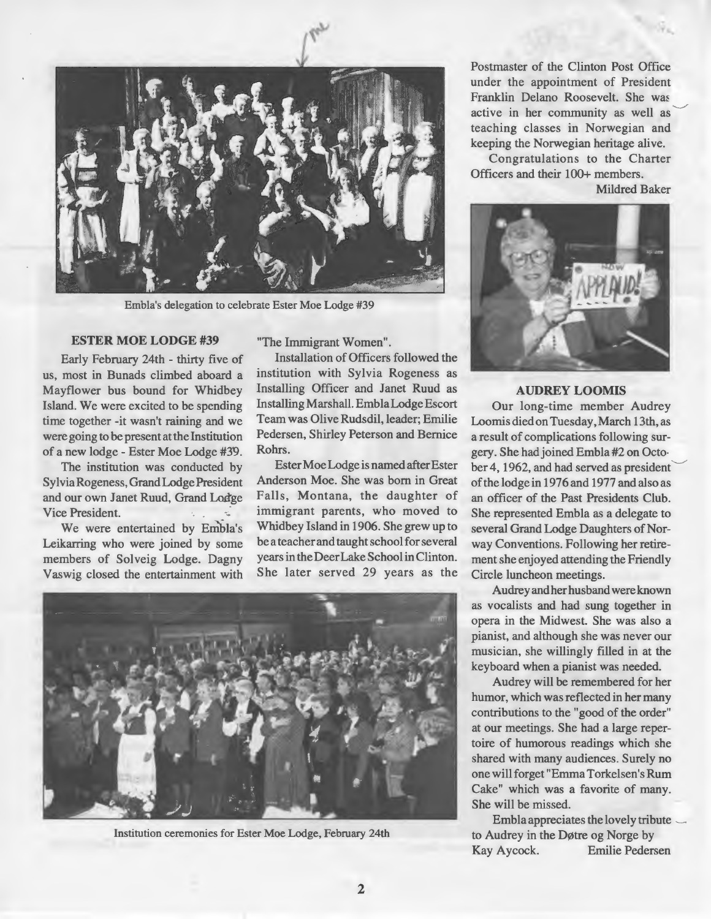Embla's delegation to celebrate Ester Moe Lodge #39

### ESTER MOE LODGE #39

Early February 24th - thirty five of us, most in Bunads climbed aboard a Mayflower bus bound for Whidbey Island. We were excited to be spending time together -it wasn't raining and we were going to be present at the Institution of a new lodge - Ester Moe Lodge #39.

The institution was conducted by Sylvia Rogeness, Grand Lodge President and our own Janet Ruud, Grand Lodge Vice President.

We were entertained by Embla's Leikarring who were joined by some members of Solveig Lodge. Dagny Vaswig closed the entertainment with "The Immigrant Women".

Installation of Officers followed the institution with Sylvia Rogeness as Installing Officer and Janet Ruud as Installing Marshall. Embla Lodge Escort Team was Olive Rudsdil, leader; Emilie Pedersen, Shirley Peterson and Bernice Rohrs.

Ester Moe Lodge is named after Ester Anderson Moe. She was born in Great Falls, Montana, the daughter of immigrant parents, who moved to Whidbey Island in 1906. She grew up to be a teacher and taught school for several years in the Deer Lake School in Clinton. She later served 29 years as the Postmaster of the Clinton Post Office under the appointment of President Franklin Delano Roosevelt. She was active in her community as well as teaching classes in Norwegian and keeping the Norwegian heritage alive.

Congratulations to the Charter Officers and their 100+ members.

Mildred Baker

Institution ceremonies for Ester Moe Lodge, February 24th

### AUDREY LOOMIS

Our long-time member Audrey Loomis died on Tuesday, March 13th, as a result of complications following surgery. She had joined Embla #2 on October 4, 1962, and had served as president of the lodge in 1976 and 1977 and also as an officer of the Past Presidents Club. She represented Embla as a delegate to several Grand Lodge Daughters of Norway Conventions. Following her retirement she enjoyed attending the Friendly Circle luncheon meetings.

Audrey and her husband were known as vocalists and had sung together in opera in the Midwest. She was also a pianist, and although she was never our musician, she willingly filled in at the keyboard when a pianist was needed.

Audrey will be remembered for her humor, which was reflected in her many contributions to the "good of the order" at our meetings. She had a large repertoire of humorous readings which she shared with many audiences. Surely no one will forget "Emma Torkelsen's Rum Cake" which was a favorite of many. She will be missed.

Embla appreciates the lovely tribute to Audrey in the Døtre og Norge by Kay Aycock.

Emilie Pedersen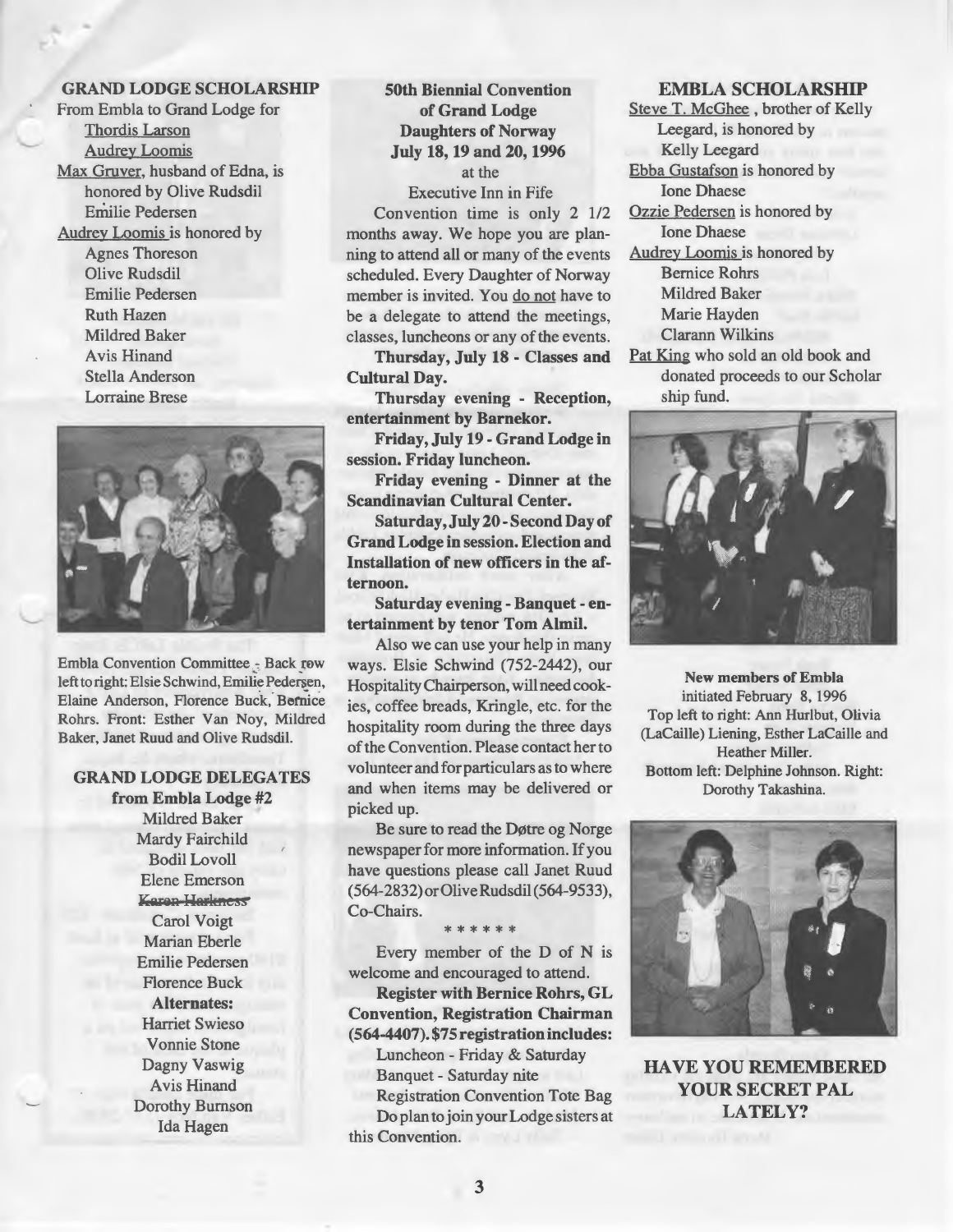## GRAND LODGE SCHOLARSHIP

From Embla to Grand Lodge for
- Thordis Larson
- Audrey Loomis

Max Gruver, husband of Edna, is honored by Olive Rudsdil
- Emilie Pedersen

Audrey Loomis is honored by
- Agnes Thoreson
- Olive Rudsdil
- Emilie Pedersen
- Ruth Hazen
- Mildred Baker
- Avis Hinand
- Stella Anderson
- Lorraine Brese

Embla Convention Committee - Back row left to right: Elsie Schwind, Emilie Pedersen, Elaine Anderson, Florence Buck, Bernice Rohrs. Front: Esther Van Noy, Mildred Baker, Janet Ruud and Olive Rudsdil.

## GRAND LODGE DELEGATES from Embla Lodge #2

- Mildred Baker
- Mardy Fairchild
- Bodil Lovoll
- Elene Emerson
- ~~Karen Harkness~~
- Carol Voigt
- Marian Eberle
- Emilie Pedersen
- Florence Buck

**Alternates:**
- Harriet Swieso
- Vonnie Stone
- Dagny Vaswig
- Avis Hinand
- Dorothy Burnson
- Ida Hagen

## 50th Biennial Convention of Grand Lodge Daughters of Norway July 18, 19 and 20, 1996

at the
Executive Inn in Fife

Convention time is only 2 1/2 months away. We hope you are planning to attend all or many of the events scheduled. Every Daughter of Norway member is invited. You do not have to be a delegate to attend the meetings, classes, luncheons or any of the events.

**Thursday, July 18 - Classes and Cultural Day.**

**Thursday evening - Reception, entertainment by Barnekor.**

**Friday, July 19 - Grand Lodge in session. Friday luncheon.**

**Friday evening - Dinner at the Scandinavian Cultural Center.**

**Saturday, July 20 - Second Day of Grand Lodge in session. Election and Installation of new officers in the afternoon.**

**Saturday evening - Banquet - entertainment by tenor Tom Almil.**

Also we can use your help in many ways. Elsie Schwind (752-2442), our Hospitality Chairperson, will need cookies, coffee breads, Kringle, etc. for the hospitality room during the three days of the Convention. Please contact her to volunteer and for particulars as to where and when items may be delivered or picked up.

Be sure to read the Døtre og Norge newspaper for more information. If you have questions please call Janet Ruud (564-2832) or Olive Rudsdil (564-9533), Co-Chairs.

\* \* \* \* \* \*

Every member of the D of N is welcome and encouraged to attend.

**Register with Bernice Rohrs, GL Convention, Registration Chairman (564-4407). $75 registration includes:**

Luncheon - Friday & Saturday
Banquet - Saturday nite
Registration Convention Tote Bag

Do plan to join your Lodge sisters at this Convention.

## EMBLA SCHOLARSHIP

Steve T. McGhee, brother of Kelly Leegard, is honored by
- Kelly Leegard

Ebba Gustafson is honored by
- Ione Dhaese

Ozzie Pedersen is honored by
- Ione Dhaese

Audrey Loomis is honored by
- Bernice Rohrs
- Mildred Baker
- Marie Hayden
- Clarann Wilkins

Pat King who sold an old book and donated proceeds to our Scholar ship fund.

**New members of Embla**
initiated February 8, 1996
Top left to right: Ann Hurlbut, Olivia (LaCaille) Liening, Esther LaCaille and Heather Miller.
Bottom left: Delphine Johnson. Right: Dorothy Takashina.

## HAVE YOU REMEMBERED YOUR SECRET PAL LATELY?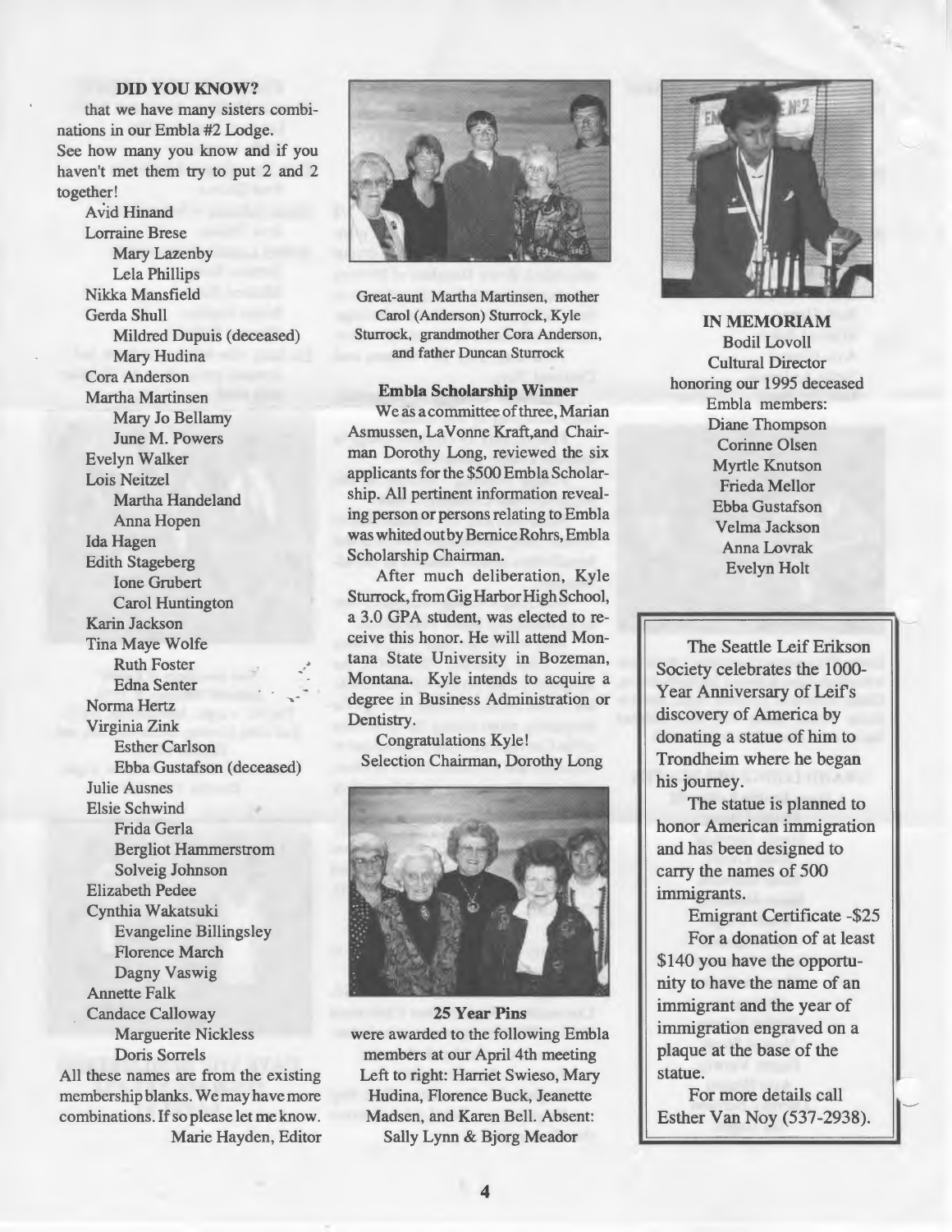**DID YOU KNOW?**

that we have many sisters combinations in our Embla #2 Lodge. See how many you know and if you haven't met them try to put 2 and 2 together!

- Avid Hinand
- Lorraine Brese
  - Mary Lazenby
  - Lela Phillips
- Nikka Mansfield
- Gerda Shull
  - Mildred Dupuis (deceased)
  - Mary Hudina
- Cora Anderson
- Martha Martinsen
  - Mary Jo Bellamy
  - June M. Powers
- Evelyn Walker
- Lois Neitzel
  - Martha Handeland
  - Anna Hopen
- Ida Hagen
- Edith Stageberg
  - Ione Grubert
  - Carol Huntington
- Karin Jackson
- Tina Maye Wolfe
  - Ruth Foster
  - Edna Senter
- Norma Hertz
- Virginia Zink
  - Esther Carlson
  - Ebba Gustafson (deceased)
- Julie Ausnes
- Elsie Schwind
  - Frida Gerla
  - Bergliot Hammerstrom
  - Solveig Johnson
- Elizabeth Pedee
- Cynthia Wakatsuki
  - Evangeline Billingsley
  - Florence March
  - Dagny Vaswig
- Annette Falk
- Candace Calloway
  - Marguerite Nickless
  - Doris Sorrels

All these names are from the existing membership blanks. We may have more combinations. If so please let me know.

Marie Hayden, Editor

Great-aunt Martha Martinsen, mother Carol (Anderson) Sturrock, Kyle Sturrock, grandmother Cora Anderson, and father Duncan Sturrock

**Embla Scholarship Winner**

We as a committee of three, Marian Asmussen, LaVonne Kraft, and Chairman Dorothy Long, reviewed the six applicants for the $500 Embla Scholarship. All pertinent information revealing person or persons relating to Embla was whited out by Bernice Rohrs, Embla Scholarship Chairman.

After much deliberation, Kyle Sturrock, from Gig Harbor High School, a 3.0 GPA student, was elected to receive this honor. He will attend Montana State University in Bozeman, Montana. Kyle intends to acquire a degree in Business Administration or Dentistry.

Congratulations Kyle!

Selection Chairman, Dorothy Long

**25 Year Pins**

were awarded to the following Embla members at our April 4th meeting Left to right: Harriet Swieso, Mary Hudina, Florence Buck, Jeanette Madsen, and Karen Bell. Absent: Sally Lynn & Bjorg Meador

**IN MEMORIAM**

Bodil Lovoll
Cultural Director
honoring our 1995 deceased Embla members:

Diane Thompson
Corinne Olsen
Myrtle Knutson
Frieda Mellor
Ebba Gustafson
Velma Jackson
Anna Lovrak
Evelyn Holt

---

The Seattle Leif Erikson Society celebrates the 1000-Year Anniversary of Leif's discovery of America by donating a statue of him to Trondheim where he began his journey.

The statue is planned to honor American immigration and has been designed to carry the names of 500 immigrants.

Emigrant Certificate -$25

For a donation of at least $140 you have the opportunity to have the name of an immigrant and the year of immigration engraved on a plaque at the base of the statue.

For more details call Esther Van Noy (537-2938).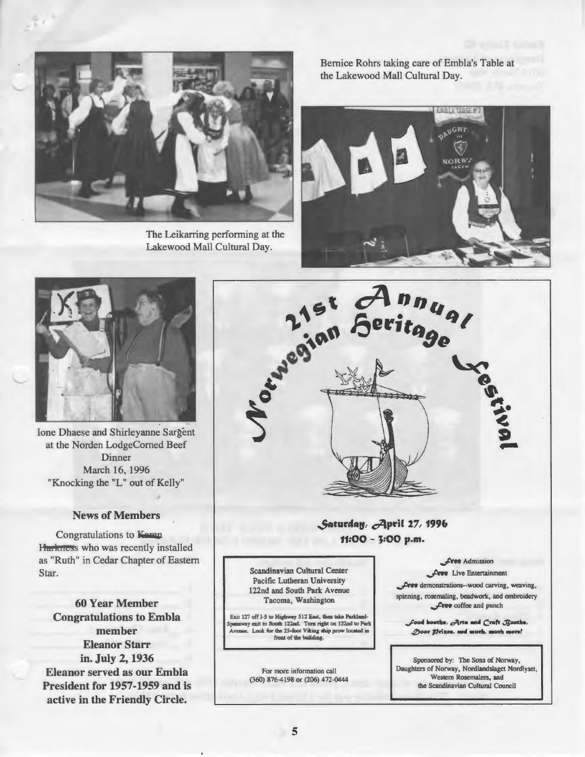Bernice Rohrs taking care of Embla's Table at the Lakewood Mall Cultural Day.

The Leikarring performing at the Lakewood Mall Cultural Day.

Ione Dhaese and Shirleyanne Sargent at the Norden LodgeCorned Beef Dinner
March 16, 1996
"Knocking the "L" out of Kelly"

## News of Members

Congratulations to ~~Karen Harkness~~ who was recently installed as "Ruth" in Cedar Chapter of Eastern Star.

**60 Year Member**
**Congratulations to Embla member**
**Eleanor Starr**
**in. July 2, 1936**
**Eleanor served as our Embla President for 1957-1959 and is active in the Friendly Circle.**

# 21st Annual Norwegian Heritage Festival

**Saturday, April 27, 1996**
**11:00 - 3:00 p.m.**

Scandinavian Cultural Center
Pacific Lutheran University
122nd and South Park Avenue
Tacoma, Washington

Exit 127 off I-5 to Highway 512 East, then take Parkland-Spanaway exit to South 122nd. Turn right on 122nd to Park Avenue. Look for the 25-foot Viking ship prow located in front of the building.

For more information call
(360) 876-4198 or (206) 472-0444

*Free* Admission
*Free* Live Entertainment
*Free* demonstrations--wood carving, weaving, spinning, rosemaling, beadwork, and embroidery
*Free* coffee and punch

*Food booths, Arts and Craft Booths, Door Prizes, and much, much more!*

Sponsored by: The Sons of Norway, Daughters of Norway, Nordlandslaget Nordlyset, Western Rosemalers, and the Scandinavian Cultural Council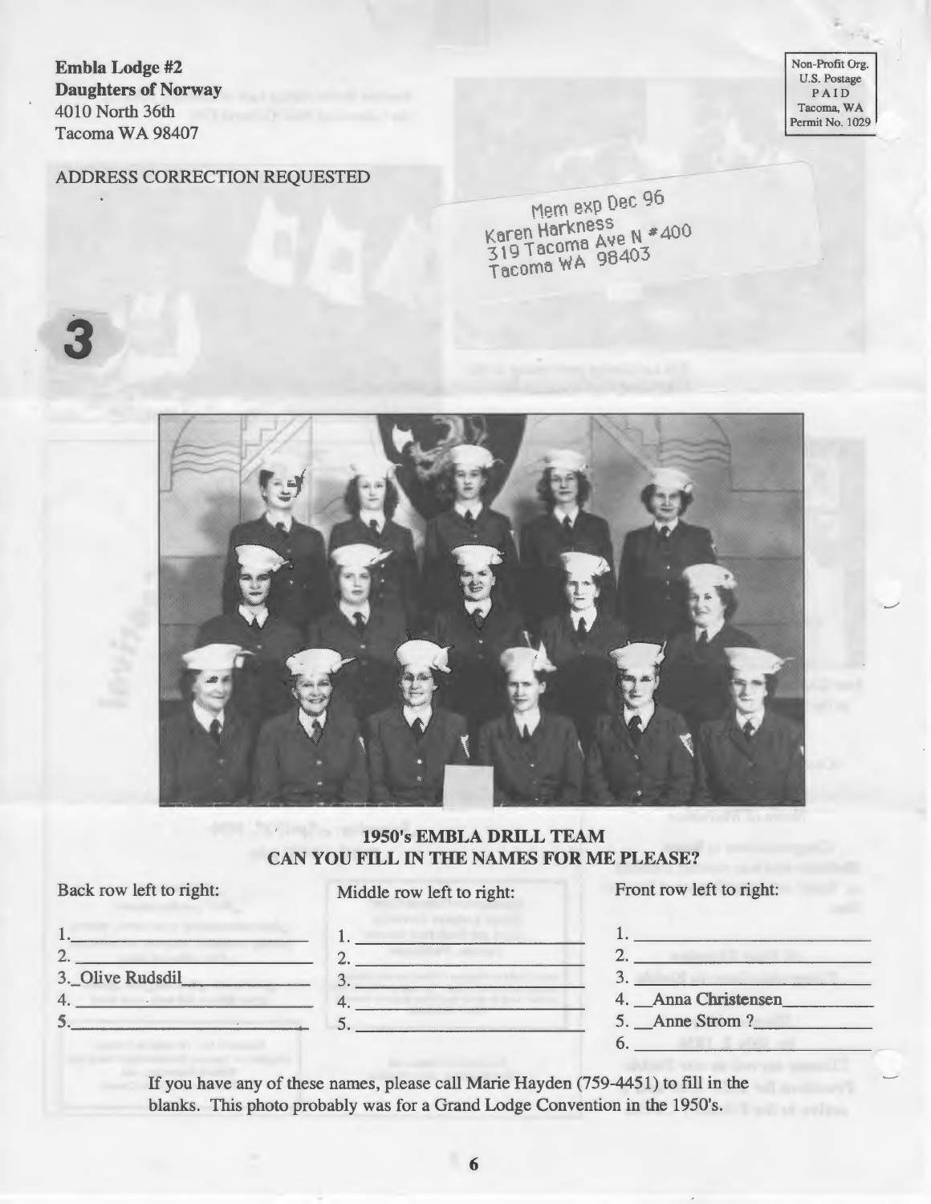**Embla Lodge #2**
**Daughters of Norway**
4010 North 36th
Tacoma WA 98407

Non-Profit Org.
U.S. Postage
PAID
Tacoma, WA
Permit No. 1029

ADDRESS CORRECTION REQUESTED

Mem exp Dec 96
Karen Harkness
319 Tacoma Ave N #400
Tacoma WA 98403

3

**1950's EMBLA DRILL TEAM**
**CAN YOU FILL IN THE NAMES FOR ME PLEASE?**

Back row left to right:

1. ______________________
2. ______________________
3. Olive Rudsdil__________
4. ______________________
5. ______________________

Middle row left to right:

1. ______________________
2. ______________________
3. ______________________
4. ______________________
5. ______________________

Front row left to right:

1. ______________________
2. ______________________
3. ______________________
4. Anna Christensen__________
5. Anne Strom ?__________
6. ______________________

If you have any of these names, please call Marie Hayden (759-4451) to fill in the blanks. This photo probably was for a Grand Lodge Convention in the 1950's.